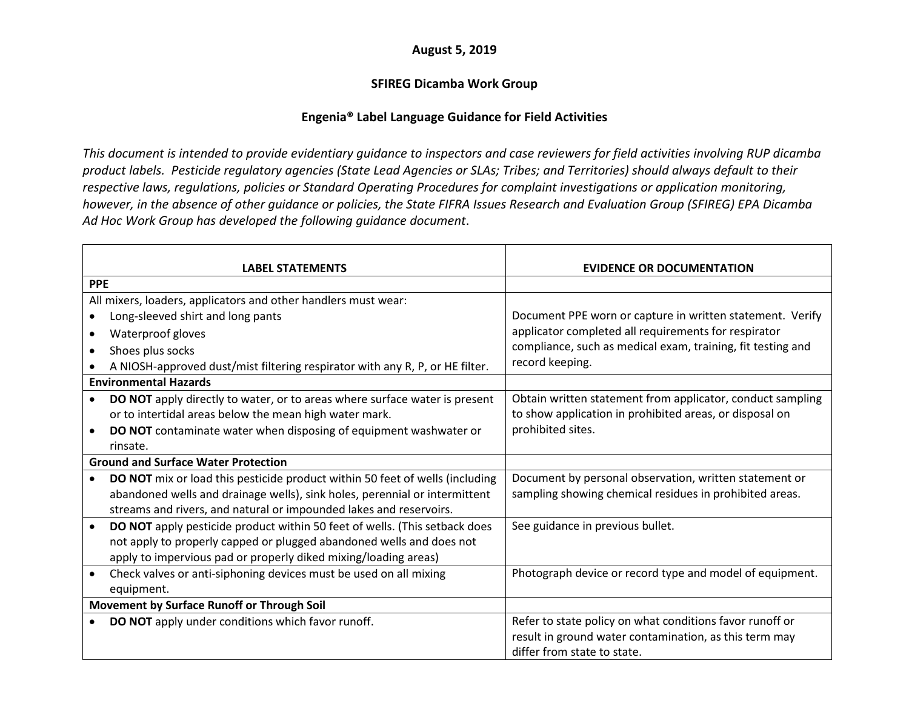**August 5, 2019**

**SFIREG Dicamba Work Group**

**Engenia® Label Language Guidance for Field Activities**

*This document is intended to provide evidentiary guidance to inspectors and case reviewers for field activities involving RUP dicamba product labels. Pesticide regulatory agencies (State Lead Agencies or SLAs; Tribes; and Territories) should always default to their respective laws, regulations, policies or Standard Operating Procedures for complaint investigations or application monitoring, however, in the absence of other guidance or policies, the State FIFRA Issues Research and Evaluation Group (SFIREG) EPA Dicamba Ad Hoc Work Group has developed the following guidance document*.

| LABEL STATEMENTS | EVIDENCE OR DOCUMENTATION |
|---|---|
| **PPE** | |
| All mixers, loaders, applicators and other handlers must wear:<br>• Long-sleeved shirt and long pants<br>• Waterproof gloves<br>• Shoes plus socks<br>• A NIOSH-approved dust/mist filtering respirator with any R, P, or HE filter. | Document PPE worn or capture in written statement. Verify applicator completed all requirements for respirator compliance, such as medical exam, training, fit testing and record keeping. |
| **Environmental Hazards** | |
| • **DO NOT** apply directly to water, or to areas where surface water is present or to intertidal areas below the mean high water mark.<br>• **DO NOT** contaminate water when disposing of equipment washwater or rinsate. | Obtain written statement from applicator, conduct sampling to show application in prohibited areas, or disposal on prohibited sites. |
| **Ground and Surface Water Protection** | |
| • **DO NOT** mix or load this pesticide product within 50 feet of wells (including abandoned wells and drainage wells), sink holes, perennial or intermittent streams and rivers, and natural or impounded lakes and reservoirs. | Document by personal observation, written statement or sampling showing chemical residues in prohibited areas. |
| • **DO NOT** apply pesticide product within 50 feet of wells. (This setback does not apply to properly capped or plugged abandoned wells and does not apply to impervious pad or properly diked mixing/loading areas) | See guidance in previous bullet. |
| • Check valves or anti-siphoning devices must be used on all mixing equipment. | Photograph device or record type and model of equipment. |
| **Movement by Surface Runoff or Through Soil** | |
| • **DO NOT** apply under conditions which favor runoff. | Refer to state policy on what conditions favor runoff or result in ground water contamination, as this term may differ from state to state. |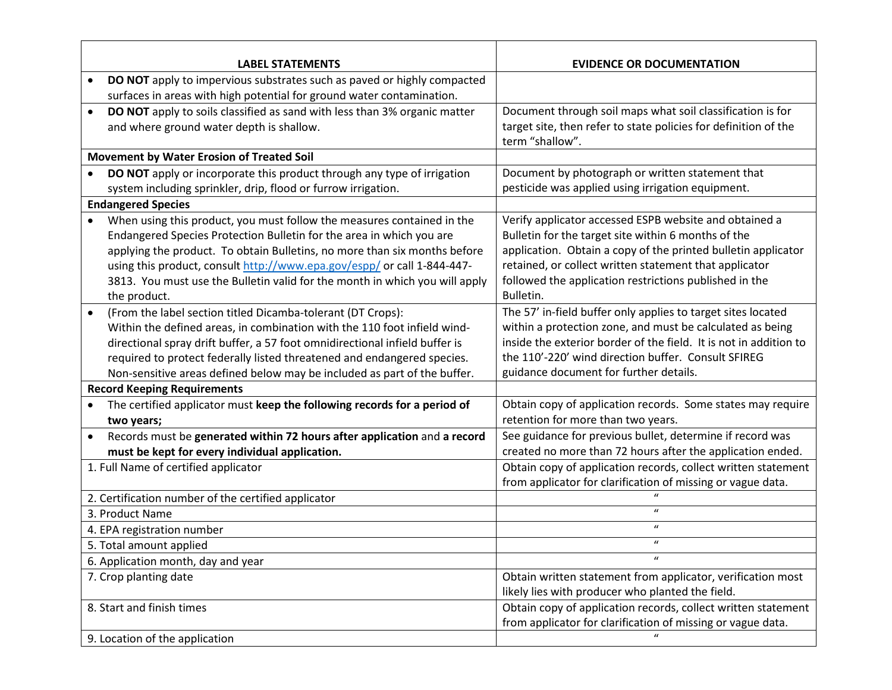| LABEL STATEMENTS | EVIDENCE OR DOCUMENTATION |
|---|---|
| • **DO NOT** apply to impervious substrates such as paved or highly compacted surfaces in areas with high potential for ground water contamination. | |
| • **DO NOT** apply to soils classified as sand with less than 3% organic matter and where ground water depth is shallow. | Document through soil maps what soil classification is for target site, then refer to state policies for definition of the term "shallow". |
| **Movement by Water Erosion of Treated Soil** | |
| • **DO NOT** apply or incorporate this product through any type of irrigation system including sprinkler, drip, flood or furrow irrigation. | Document by photograph or written statement that pesticide was applied using irrigation equipment. |
| **Endangered Species** | |
| • When using this product, you must follow the measures contained in the Endangered Species Protection Bulletin for the area in which you are applying the product. To obtain Bulletins, no more than six months before using this product, consult http://www.epa.gov/espp/ or call 1-844-447-3813. You must use the Bulletin valid for the month in which you will apply the product. | Verify applicator accessed ESPB website and obtained a Bulletin for the target site within 6 months of the application. Obtain a copy of the printed bulletin applicator retained, or collect written statement that applicator followed the application restrictions published in the Bulletin. |
| • (From the label section titled Dicamba-tolerant (DT Crops): Within the defined areas, in combination with the 110 foot infield wind-directional spray drift buffer, a 57 foot omnidirectional infield buffer is required to protect federally listed threatened and endangered species. Non-sensitive areas defined below may be included as part of the buffer. | The 57' in-field buffer only applies to target sites located within a protection zone, and must be calculated as being inside the exterior border of the field. It is not in addition to the 110'-220' wind direction buffer. Consult SFIREG guidance document for further details. |
| **Record Keeping Requirements** | |
| • The certified applicator must **keep the following records for a period of two years;** | Obtain copy of application records. Some states may require retention for more than two years. |
| • Records must be **generated within 72 hours after application** and **a record must be kept for every individual application.** | See guidance for previous bullet, determine if record was created no more than 72 hours after the application ended. |
| 1. Full Name of certified applicator | Obtain copy of application records, collect written statement from applicator for clarification of missing or vague data. |
| 2. Certification number of the certified applicator | " |
| 3. Product Name | " |
| 4. EPA registration number | " |
| 5. Total amount applied | " |
| 6. Application month, day and year | " |
| 7. Crop planting date | Obtain written statement from applicator, verification most likely lies with producer who planted the field. |
| 8. Start and finish times | Obtain copy of application records, collect written statement from applicator for clarification of missing or vague data. |
| 9. Location of the application | " |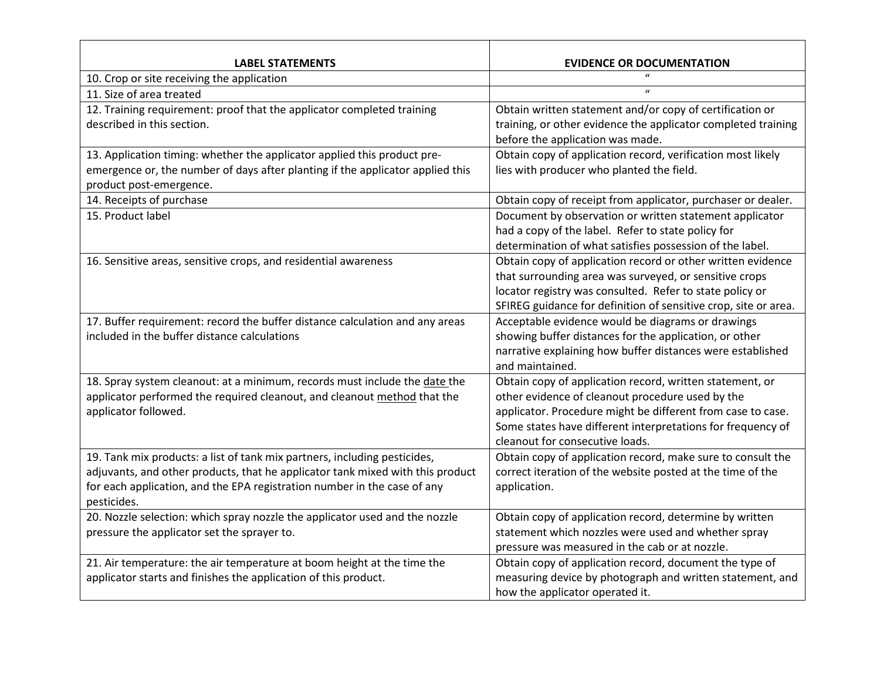| LABEL STATEMENTS | EVIDENCE OR DOCUMENTATION |
|---|---|
| 10. Crop or site receiving the application | " |
| 11. Size of area treated | " |
| 12. Training requirement: proof that the applicator completed training described in this section. | Obtain written statement and/or copy of certification or training, or other evidence the applicator completed training before the application was made. |
| 13. Application timing: whether the applicator applied this product pre-emergence or, the number of days after planting if the applicator applied this product post-emergence. | Obtain copy of application record, verification most likely lies with producer who planted the field. |
| 14. Receipts of purchase | Obtain copy of receipt from applicator, purchaser or dealer. |
| 15. Product label | Document by observation or written statement applicator had a copy of the label. Refer to state policy for determination of what satisfies possession of the label. |
| 16. Sensitive areas, sensitive crops, and residential awareness | Obtain copy of application record or other written evidence that surrounding area was surveyed, or sensitive crops locator registry was consulted. Refer to state policy or SFIREG guidance for definition of sensitive crop, site or area. |
| 17. Buffer requirement: record the buffer distance calculation and any areas included in the buffer distance calculations | Acceptable evidence would be diagrams or drawings showing buffer distances for the application, or other narrative explaining how buffer distances were established and maintained. |
| 18. Spray system cleanout: at a minimum, records must include the <u>date</u> the applicator performed the required cleanout, and cleanout <u>method</u> that the applicator followed. | Obtain copy of application record, written statement, or other evidence of cleanout procedure used by the applicator. Procedure might be different from case to case. Some states have different interpretations for frequency of cleanout for consecutive loads. |
| 19. Tank mix products: a list of tank mix partners, including pesticides, adjuvants, and other products, that he applicator tank mixed with this product for each application, and the EPA registration number in the case of any pesticides. | Obtain copy of application record, make sure to consult the correct iteration of the website posted at the time of the application. |
| 20. Nozzle selection: which spray nozzle the applicator used and the nozzle pressure the applicator set the sprayer to. | Obtain copy of application record, determine by written statement which nozzles were used and whether spray pressure was measured in the cab or at nozzle. |
| 21. Air temperature: the air temperature at boom height at the time the applicator starts and finishes the application of this product. | Obtain copy of application record, document the type of measuring device by photograph and written statement, and how the applicator operated it. |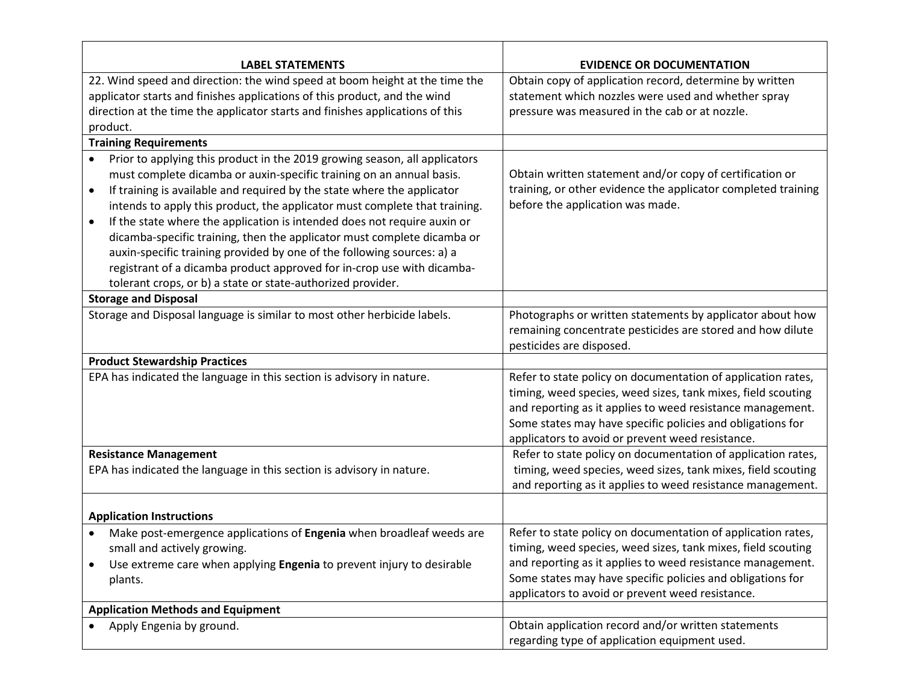| LABEL STATEMENTS | EVIDENCE OR DOCUMENTATION |
|---|---|
| 22. Wind speed and direction: the wind speed at boom height at the time the applicator starts and finishes applications of this product, and the wind direction at the time the applicator starts and finishes applications of this product. | Obtain copy of application record, determine by written statement which nozzles were used and whether spray pressure was measured in the cab or at nozzle. |
| **Training Requirements** | |
| • Prior to applying this product in the 2019 growing season, all applicators must complete dicamba or auxin-specific training on an annual basis.<br>• If training is available and required by the state where the applicator intends to apply this product, the applicator must complete that training.<br>• If the state where the application is intended does not require auxin or dicamba-specific training, then the applicator must complete dicamba or auxin-specific training provided by one of the following sources: a) a registrant of a dicamba product approved for in-crop use with dicamba-tolerant crops, or b) a state or state-authorized provider. | Obtain written statement and/or copy of certification or training, or other evidence the applicator completed training before the application was made. |
| **Storage and Disposal** | |
| Storage and Disposal language is similar to most other herbicide labels. | Photographs or written statements by applicator about how remaining concentrate pesticides are stored and how dilute pesticides are disposed. |
| **Product Stewardship Practices** | |
| EPA has indicated the language in this section is advisory in nature. | Refer to state policy on documentation of application rates, timing, weed species, weed sizes, tank mixes, field scouting and reporting as it applies to weed resistance management. Some states may have specific policies and obligations for applicators to avoid or prevent weed resistance. |
| **Resistance Management**<br>EPA has indicated the language in this section is advisory in nature. | Refer to state policy on documentation of application rates, timing, weed species, weed sizes, tank mixes, field scouting and reporting as it applies to weed resistance management. |
| **Application Instructions** | |
| • Make post-emergence applications of **Engenia** when broadleaf weeds are small and actively growing.<br>• Use extreme care when applying **Engenia** to prevent injury to desirable plants. | Refer to state policy on documentation of application rates, timing, weed species, weed sizes, tank mixes, field scouting and reporting as it applies to weed resistance management. Some states may have specific policies and obligations for applicators to avoid or prevent weed resistance. |
| **Application Methods and Equipment** | |
| • Apply Engenia by ground. | Obtain application record and/or written statements regarding type of application equipment used. |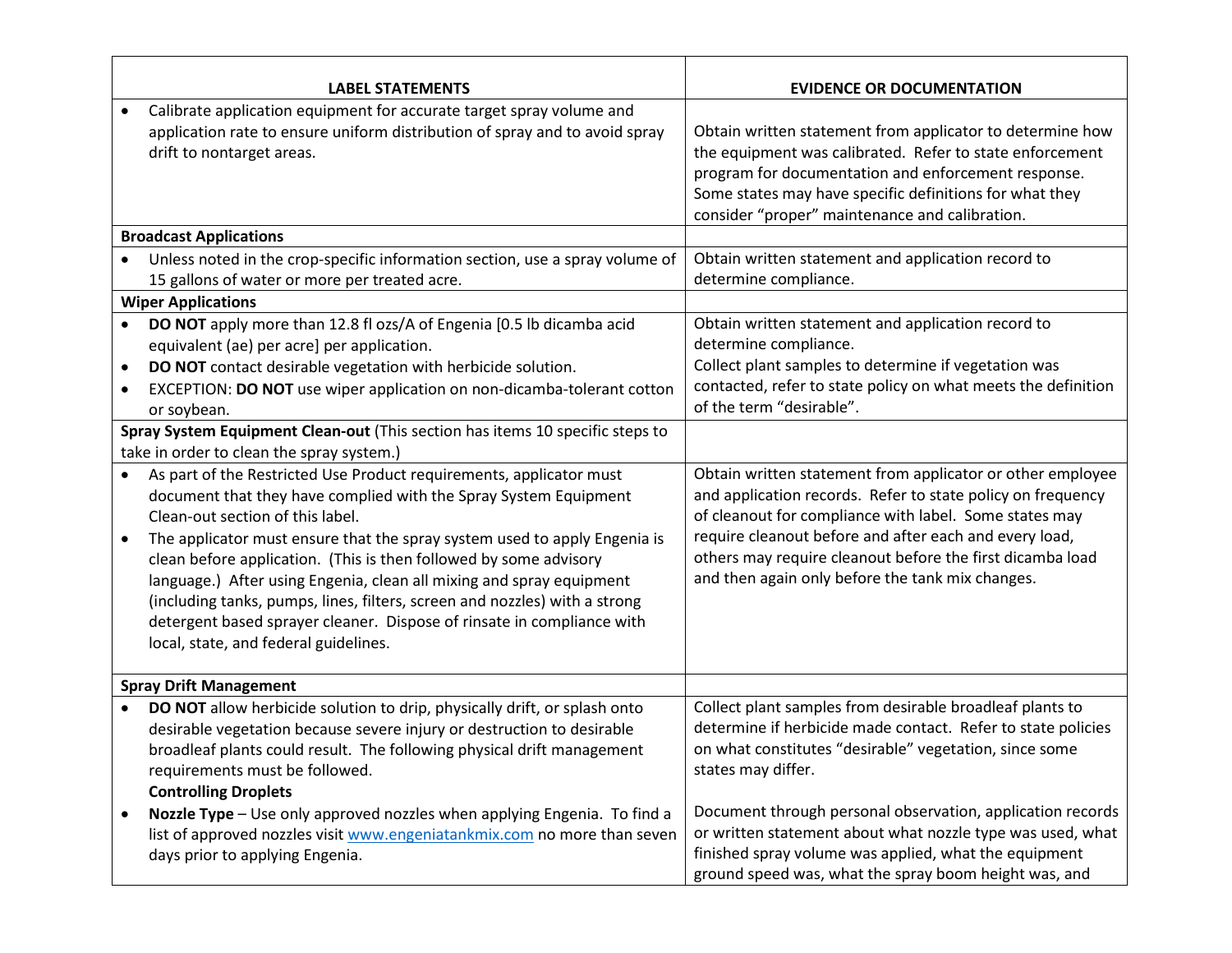| LABEL STATEMENTS | EVIDENCE OR DOCUMENTATION |
|---|---|
| • Calibrate application equipment for accurate target spray volume and application rate to ensure uniform distribution of spray and to avoid spray drift to nontarget areas. | Obtain written statement from applicator to determine how the equipment was calibrated. Refer to state enforcement program for documentation and enforcement response. Some states may have specific definitions for what they consider "proper" maintenance and calibration. |
| **Broadcast Applications** | |
| • Unless noted in the crop-specific information section, use a spray volume of 15 gallons of water or more per treated acre. | Obtain written statement and application record to determine compliance. |
| **Wiper Applications** | |
| • **DO NOT** apply more than 12.8 fl ozs/A of Engenia [0.5 lb dicamba acid equivalent (ae) per acre] per application.<br>• **DO NOT** contact desirable vegetation with herbicide solution.<br>• EXCEPTION: **DO NOT** use wiper application on non-dicamba-tolerant cotton or soybean. | Obtain written statement and application record to determine compliance.<br>Collect plant samples to determine if vegetation was contacted, refer to state policy on what meets the definition of the term "desirable". |
| **Spray System Equipment Clean-out** (This section has items 10 specific steps to take in order to clean the spray system.) | |
| • As part of the Restricted Use Product requirements, applicator must document that they have complied with the Spray System Equipment Clean-out section of this label.<br>• The applicator must ensure that the spray system used to apply Engenia is clean before application. (This is then followed by some advisory language.) After using Engenia, clean all mixing and spray equipment (including tanks, pumps, lines, filters, screen and nozzles) with a strong detergent based sprayer cleaner. Dispose of rinsate in compliance with local, state, and federal guidelines. | Obtain written statement from applicator or other employee and application records. Refer to state policy on frequency of cleanout for compliance with label. Some states may require cleanout before and after each and every load, others may require cleanout before the first dicamba load and then again only before the tank mix changes. |
| **Spray Drift Management** | |
| • **DO NOT** allow herbicide solution to drip, physically drift, or splash onto desirable vegetation because severe injury or destruction to desirable broadleaf plants could result. The following physical drift management requirements must be followed.<br>**Controlling Droplets**<br>• **Nozzle Type** – Use only approved nozzles when applying Engenia. To find a list of approved nozzles visit www.engeniatankmix.com no more than seven days prior to applying Engenia. | Collect plant samples from desirable broadleaf plants to determine if herbicide made contact. Refer to state policies on what constitutes "desirable" vegetation, since some states may differ.<br><br>Document through personal observation, application records or written statement about what nozzle type was used, what finished spray volume was applied, what the equipment ground speed was, what the spray boom height was, and |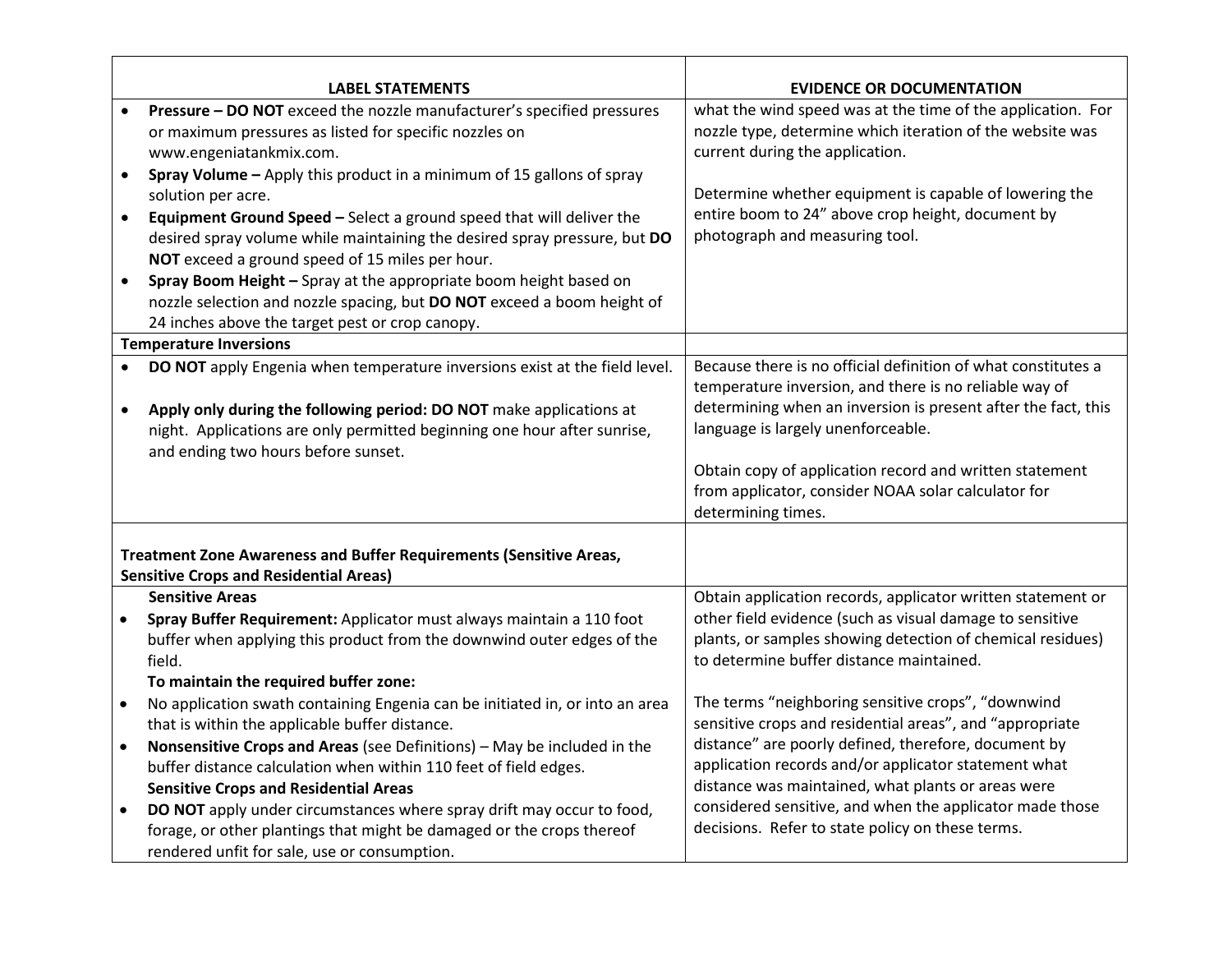| LABEL STATEMENTS | EVIDENCE OR DOCUMENTATION |
| --- | --- |
| • **Pressure – DO NOT** exceed the nozzle manufacturer's specified pressures or maximum pressures as listed for specific nozzles on www.engeniatankmix.com.<br>• **Spray Volume –** Apply this product in a minimum of 15 gallons of spray solution per acre.<br>• **Equipment Ground Speed –** Select a ground speed that will deliver the desired spray volume while maintaining the desired spray pressure, but **DO NOT** exceed a ground speed of 15 miles per hour.<br>• **Spray Boom Height –** Spray at the appropriate boom height based on nozzle selection and nozzle spacing, but **DO NOT** exceed a boom height of 24 inches above the target pest or crop canopy. | what the wind speed was at the time of the application. For nozzle type, determine which iteration of the website was current during the application.<br><br>Determine whether equipment is capable of lowering the entire boom to 24" above crop height, document by photograph and measuring tool. |
| **Temperature Inversions** | |
| • **DO NOT** apply Engenia when temperature inversions exist at the field level.<br><br>• **Apply only during the following period: DO NOT** make applications at night. Applications are only permitted beginning one hour after sunrise, and ending two hours before sunset. | Because there is no official definition of what constitutes a temperature inversion, and there is no reliable way of determining when an inversion is present after the fact, this language is largely unenforceable.<br><br>Obtain copy of application record and written statement from applicator, consider NOAA solar calculator for determining times. |
| **Treatment Zone Awareness and Buffer Requirements (Sensitive Areas, Sensitive Crops and Residential Areas)** | |
| **Sensitive Areas**<br>• **Spray Buffer Requirement:** Applicator must always maintain a 110 foot buffer when applying this product from the downwind outer edges of the field.<br>**To maintain the required buffer zone:**<br>• No application swath containing Engenia can be initiated in, or into an area that is within the applicable buffer distance.<br>• **Nonsensitive Crops and Areas** (see Definitions) – May be included in the buffer distance calculation when within 110 feet of field edges.<br>**Sensitive Crops and Residential Areas**<br>• **DO NOT** apply under circumstances where spray drift may occur to food, forage, or other plantings that might be damaged or the crops thereof rendered unfit for sale, use or consumption. | Obtain application records, applicator written statement or other field evidence (such as visual damage to sensitive plants, or samples showing detection of chemical residues) to determine buffer distance maintained.<br><br>The terms "neighboring sensitive crops", "downwind sensitive crops and residential areas", and "appropriate distance" are poorly defined, therefore, document by application records and/or applicator statement what distance was maintained, what plants or areas were considered sensitive, and when the applicator made those decisions. Refer to state policy on these terms. |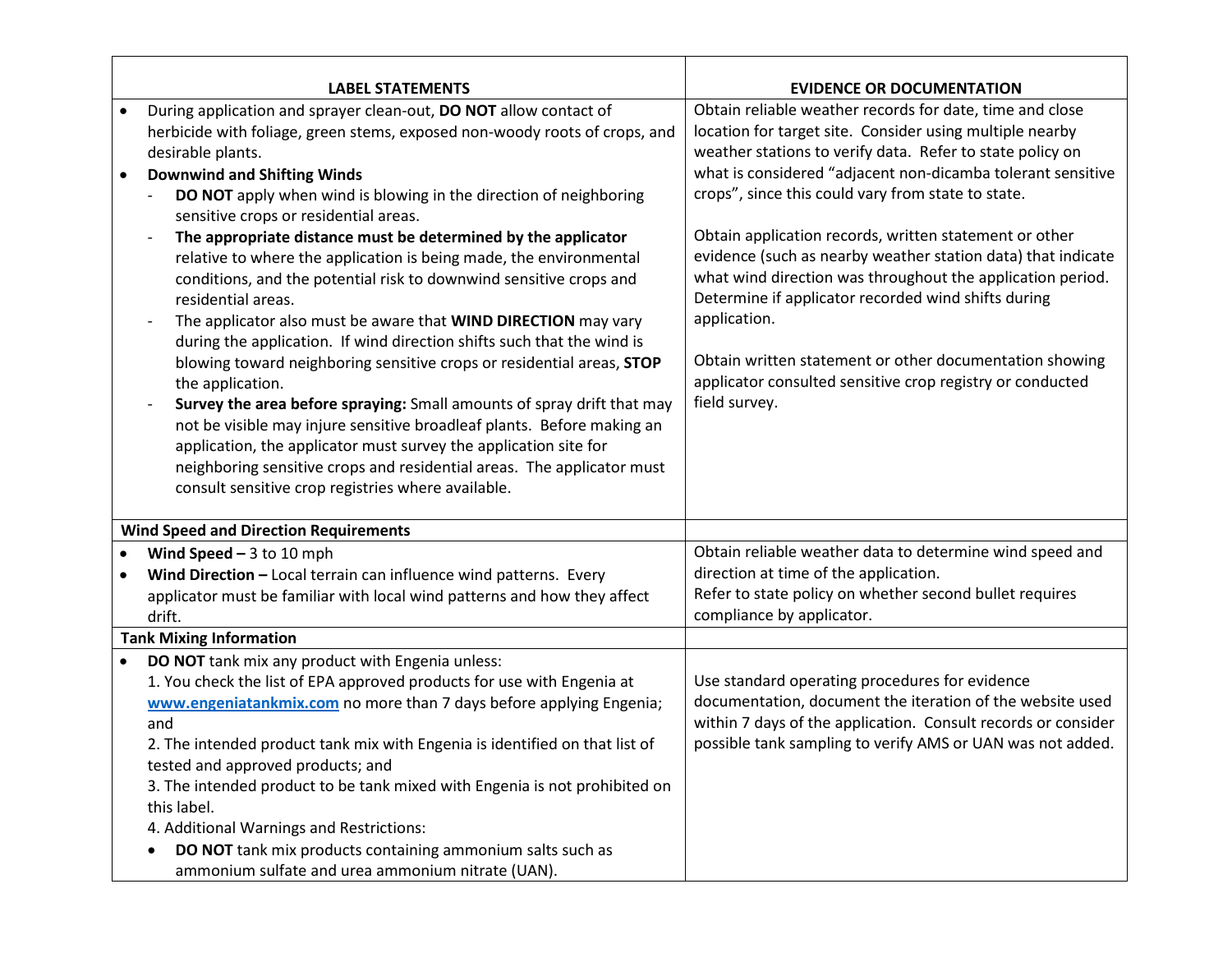| LABEL STATEMENTS | EVIDENCE OR DOCUMENTATION |
| --- | --- |
| • During application and sprayer clean-out, **DO NOT** allow contact of herbicide with foliage, green stems, exposed non-woody roots of crops, and desirable plants.<br>• **Downwind and Shifting Winds**<br>- **DO NOT** apply when wind is blowing in the direction of neighboring sensitive crops or residential areas.<br>- **The appropriate distance must be determined by the applicator** relative to where the application is being made, the environmental conditions, and the potential risk to downwind sensitive crops and residential areas.<br>- The applicator also must be aware that **WIND DIRECTION** may vary during the application. If wind direction shifts such that the wind is blowing toward neighboring sensitive crops or residential areas, **STOP** the application.<br>- **Survey the area before spraying:** Small amounts of spray drift that may not be visible may injure sensitive broadleaf plants. Before making an application, the applicator must survey the application site for neighboring sensitive crops and residential areas. The applicator must consult sensitive crop registries where available. | Obtain reliable weather records for date, time and close location for target site. Consider using multiple nearby weather stations to verify data. Refer to state policy on what is considered "adjacent non-dicamba tolerant sensitive crops", since this could vary from state to state.<br><br>Obtain application records, written statement or other evidence (such as nearby weather station data) that indicate what wind direction was throughout the application period. Determine if applicator recorded wind shifts during application.<br><br>Obtain written statement or other documentation showing applicator consulted sensitive crop registry or conducted field survey. |
| **Wind Speed and Direction Requirements** | |
| • **Wind Speed –** 3 to 10 mph<br>• **Wind Direction –** Local terrain can influence wind patterns. Every applicator must be familiar with local wind patterns and how they affect drift. | Obtain reliable weather data to determine wind speed and direction at time of the application.<br>Refer to state policy on whether second bullet requires compliance by applicator. |
| **Tank Mixing Information** | |
| • **DO NOT** tank mix any product with Engenia unless:<br>1. You check the list of EPA approved products for use with Engenia at www.engeniatankmix.com no more than 7 days before applying Engenia; and<br>2. The intended product tank mix with Engenia is identified on that list of tested and approved products; and<br>3. The intended product to be tank mixed with Engenia is not prohibited on this label.<br>4. Additional Warnings and Restrictions:<br>• **DO NOT** tank mix products containing ammonium salts such as ammonium sulfate and urea ammonium nitrate (UAN). | Use standard operating procedures for evidence documentation, document the iteration of the website used within 7 days of the application. Consult records or consider possible tank sampling to verify AMS or UAN was not added. |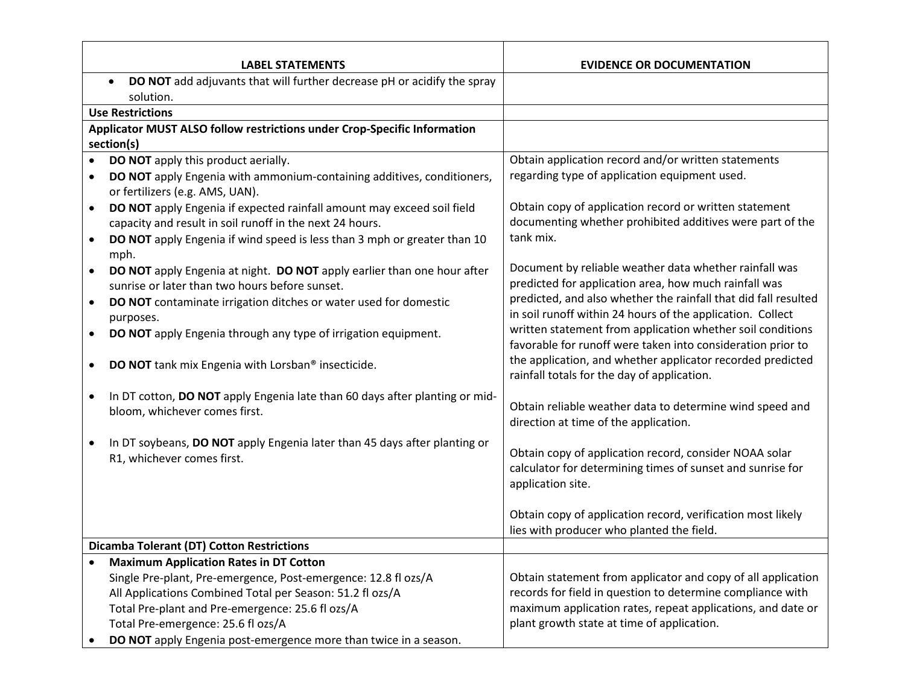| LABEL STATEMENTS | EVIDENCE OR DOCUMENTATION |
|---|---|
| • **DO NOT** add adjuvants that will further decrease pH or acidify the spray solution. | |
| **Use Restrictions** | |
| **Applicator MUST ALSO follow restrictions under Crop-Specific Information section(s)** | |
| • **DO NOT** apply this product aerially.<br>• **DO NOT** apply Engenia with ammonium-containing additives, conditioners, or fertilizers (e.g. AMS, UAN).<br>• **DO NOT** apply Engenia if expected rainfall amount may exceed soil field capacity and result in soil runoff in the next 24 hours.<br>• **DO NOT** apply Engenia if wind speed is less than 3 mph or greater than 10 mph.<br>• **DO NOT** apply Engenia at night. **DO NOT** apply earlier than one hour after sunrise or later than two hours before sunset.<br>• **DO NOT** contaminate irrigation ditches or water used for domestic purposes.<br>• **DO NOT** apply Engenia through any type of irrigation equipment.<br>• **DO NOT** tank mix Engenia with Lorsban® insecticide.<br>• In DT cotton, **DO NOT** apply Engenia late than 60 days after planting or mid-bloom, whichever comes first.<br>• In DT soybeans, **DO NOT** apply Engenia later than 45 days after planting or R1, whichever comes first. | Obtain application record and/or written statements regarding type of application equipment used.<br><br>Obtain copy of application record or written statement documenting whether prohibited additives were part of the tank mix.<br><br>Document by reliable weather data whether rainfall was predicted for application area, how much rainfall was predicted, and also whether the rainfall that did fall resulted in soil runoff within 24 hours of the application. Collect written statement from application whether soil conditions favorable for runoff were taken into consideration prior to the application, and whether applicator recorded predicted rainfall totals for the day of application.<br><br>Obtain reliable weather data to determine wind speed and direction at time of the application.<br><br>Obtain copy of application record, consider NOAA solar calculator for determining times of sunset and sunrise for application site.<br><br>Obtain copy of application record, verification most likely lies with producer who planted the field. |
| **Dicamba Tolerant (DT) Cotton Restrictions** | |
| • **Maximum Application Rates in DT Cotton**<br>Single Pre-plant, Pre-emergence, Post-emergence: 12.8 fl ozs/A<br>All Applications Combined Total per Season: 51.2 fl ozs/A<br>Total Pre-plant and Pre-emergence: 25.6 fl ozs/A<br>Total Pre-emergence: 25.6 fl ozs/A<br>• **DO NOT** apply Engenia post-emergence more than twice in a season. | Obtain statement from applicator and copy of all application records for field in question to determine compliance with maximum application rates, repeat applications, and date or plant growth state at time of application. |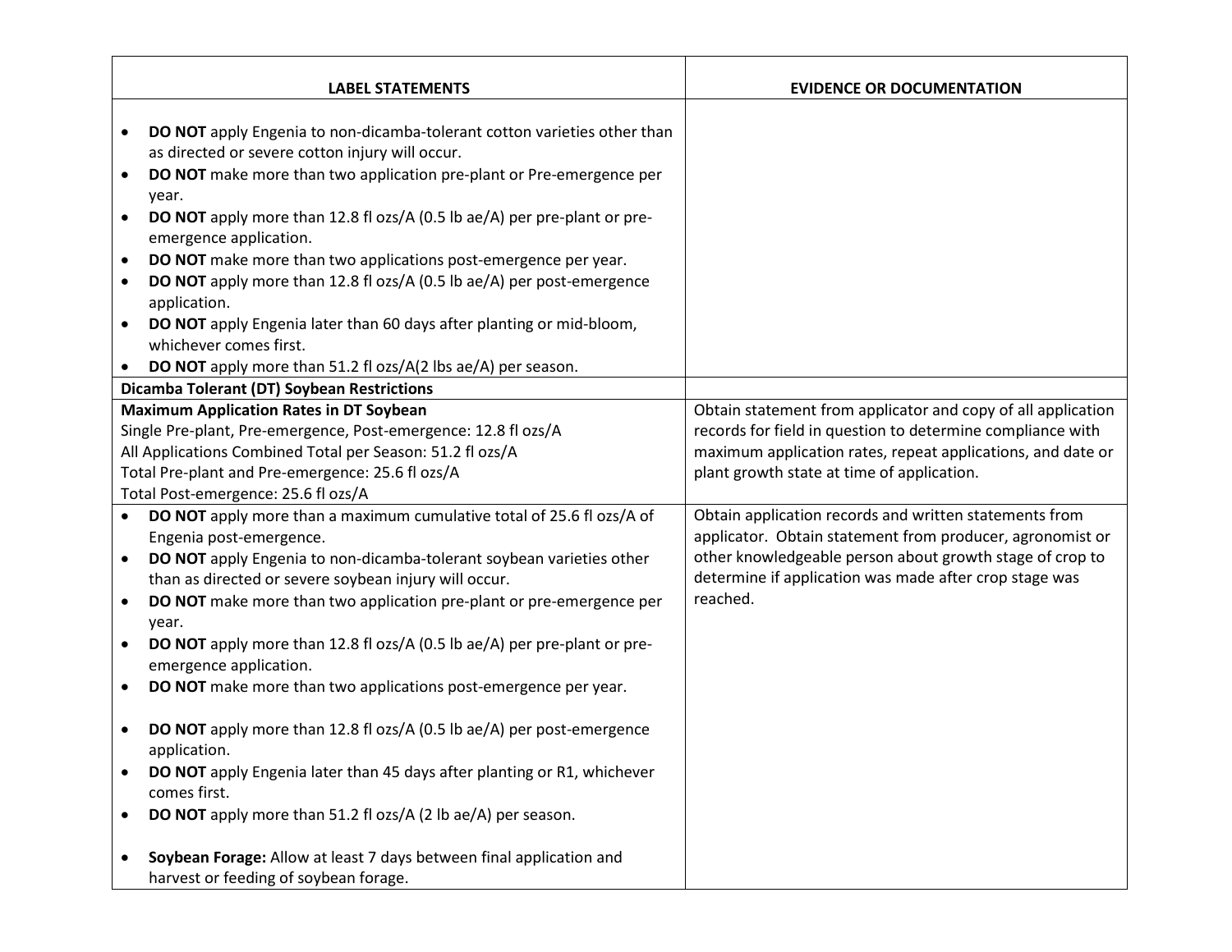| LABEL STATEMENTS | EVIDENCE OR DOCUMENTATION |
|---|---|
| • **DO NOT** apply Engenia to non-dicamba-tolerant cotton varieties other than as directed or severe cotton injury will occur.<br>• **DO NOT** make more than two application pre-plant or Pre-emergence per year.<br>• **DO NOT** apply more than 12.8 fl ozs/A (0.5 lb ae/A) per pre-plant or pre-emergence application.<br>• **DO NOT** make more than two applications post-emergence per year.<br>• **DO NOT** apply more than 12.8 fl ozs/A (0.5 lb ae/A) per post-emergence application.<br>• **DO NOT** apply Engenia later than 60 days after planting or mid-bloom, whichever comes first.<br>• **DO NOT** apply more than 51.2 fl ozs/A(2 lbs ae/A) per season. | |
| **Dicamba Tolerant (DT) Soybean Restrictions** | |
| **Maximum Application Rates in DT Soybean**<br>Single Pre-plant, Pre-emergence, Post-emergence: 12.8 fl ozs/A<br>All Applications Combined Total per Season: 51.2 fl ozs/A<br>Total Pre-plant and Pre-emergence: 25.6 fl ozs/A<br>Total Post-emergence: 25.6 fl ozs/A | Obtain statement from applicator and copy of all application records for field in question to determine compliance with maximum application rates, repeat applications, and date or plant growth state at time of application. |
| • **DO NOT** apply more than a maximum cumulative total of 25.6 fl ozs/A of Engenia post-emergence.<br>• **DO NOT** apply Engenia to non-dicamba-tolerant soybean varieties other than as directed or severe soybean injury will occur.<br>• **DO NOT** make more than two application pre-plant or pre-emergence per year.<br>• **DO NOT** apply more than 12.8 fl ozs/A (0.5 lb ae/A) per pre-plant or pre-emergence application.<br>• **DO NOT** make more than two applications post-emergence per year.<br>• **DO NOT** apply more than 12.8 fl ozs/A (0.5 lb ae/A) per post-emergence application.<br>• **DO NOT** apply Engenia later than 45 days after planting or R1, whichever comes first.<br>• **DO NOT** apply more than 51.2 fl ozs/A (2 lb ae/A) per season.<br>• **Soybean Forage:** Allow at least 7 days between final application and harvest or feeding of soybean forage. | Obtain application records and written statements from applicator. Obtain statement from producer, agronomist or other knowledgeable person about growth stage of crop to determine if application was made after crop stage was reached. |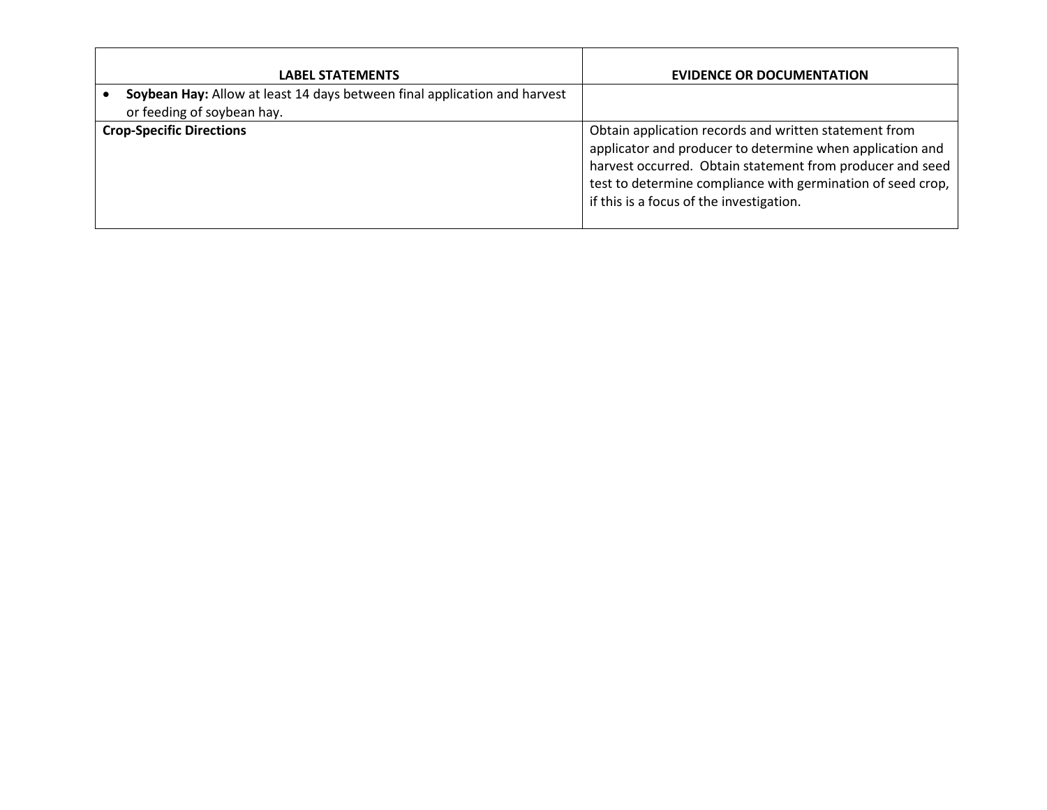| LABEL STATEMENTS | EVIDENCE OR DOCUMENTATION |
| --- | --- |
| • **Soybean Hay:** Allow at least 14 days between final application and harvest or feeding of soybean hay. | |
| **Crop-Specific Directions** | Obtain application records and written statement from applicator and producer to determine when application and harvest occurred. Obtain statement from producer and seed test to determine compliance with germination of seed crop, if this is a focus of the investigation. |